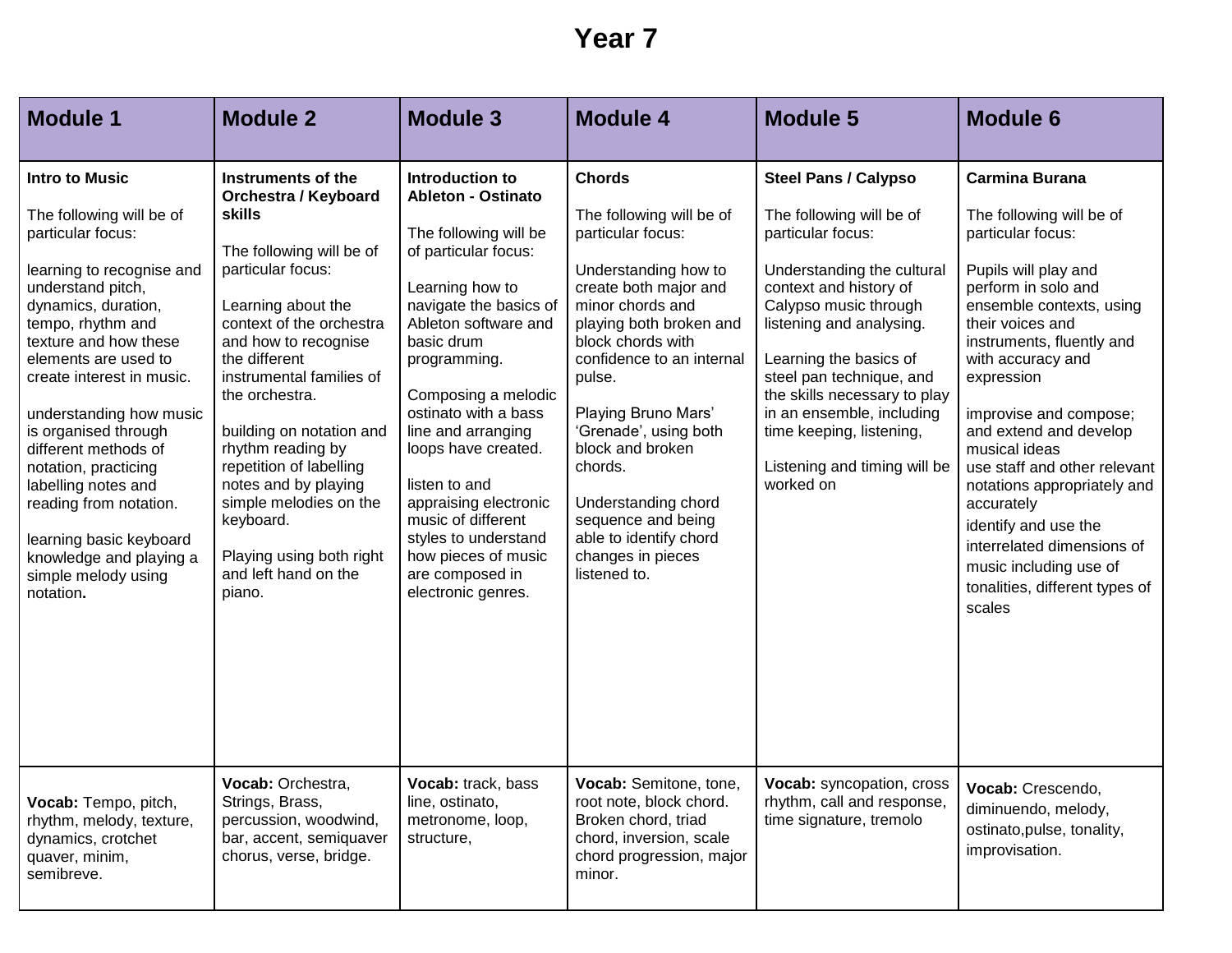# Year 7

| Module 1 | Module 2 | Module 3 | Module 4 | Module 5 | Module 6 |
|---|---|---|---|---|---|
| **Intro to Music**<br><br>The following will be of particular focus:<br><br>learning to recognise and understand pitch, dynamics, duration, tempo, rhythm and texture and how these elements are used to create interest in music.<br><br>understanding how music is organised through different methods of notation, practicing labelling notes and reading from notation.<br><br>learning basic keyboard knowledge and playing a simple melody using notation**.** | **Instruments of the Orchestra / Keyboard skills**<br><br>The following will be of particular focus:<br><br>Learning about the context of the orchestra and how to recognise the different instrumental families of the orchestra.<br><br>building on notation and rhythm reading by repetition of labelling notes and by playing simple melodies on the keyboard.<br><br>Playing using both right and left hand on the piano. | **Introduction to Ableton - Ostinato**<br><br>The following will be of particular focus:<br><br>Learning how to navigate the basics of Ableton software and basic drum programming.<br><br>Composing a melodic ostinato with a bass line and arranging loops have created.<br><br>listen to and appraising electronic music of different styles to understand how pieces of music are composed in electronic genres. | **Chords**<br><br>The following will be of particular focus:<br><br>Understanding how to create both major and minor chords and playing both broken and block chords with confidence to an internal pulse.<br><br>Playing Bruno Mars' 'Grenade', using both block and broken chords.<br><br>Understanding chord sequence and being able to identify chord changes in pieces listened to. | **Steel Pans / Calypso**<br><br>The following will be of particular focus:<br><br>Understanding the cultural context and history of Calypso music through listening and analysing.<br><br>Learning the basics of steel pan technique, and the skills necessary to play in an ensemble, including time keeping, listening,<br><br>Listening and timing will be worked on | **Carmina Burana**<br><br>The following will be of particular focus:<br><br>Pupils will play and perform in solo and ensemble contexts, using their voices and instruments, fluently and with accuracy and expression<br><br>improvise and compose; and extend and develop musical ideas<br>use staff and other relevant notations appropriately and accurately<br>identify and use the interrelated dimensions of music including use of tonalities, different types of scales |
| **Vocab:** Tempo, pitch, rhythm, melody, texture, dynamics, crotchet quaver, minim, semibreve. | **Vocab:** Orchestra, Strings, Brass, percussion, woodwind, bar, accent, semiquaver chorus, verse, bridge. | **Vocab:** track, bass line, ostinato, metronome, loop, structure, | **Vocab:** Semitone, tone, root note, block chord. Broken chord, triad chord, inversion, scale chord progression, major minor. | **Vocab:** syncopation, cross rhythm, call and response, time signature, tremolo | **Vocab:** Crescendo, diminuendo, melody, ostinato,pulse, tonality, improvisation. |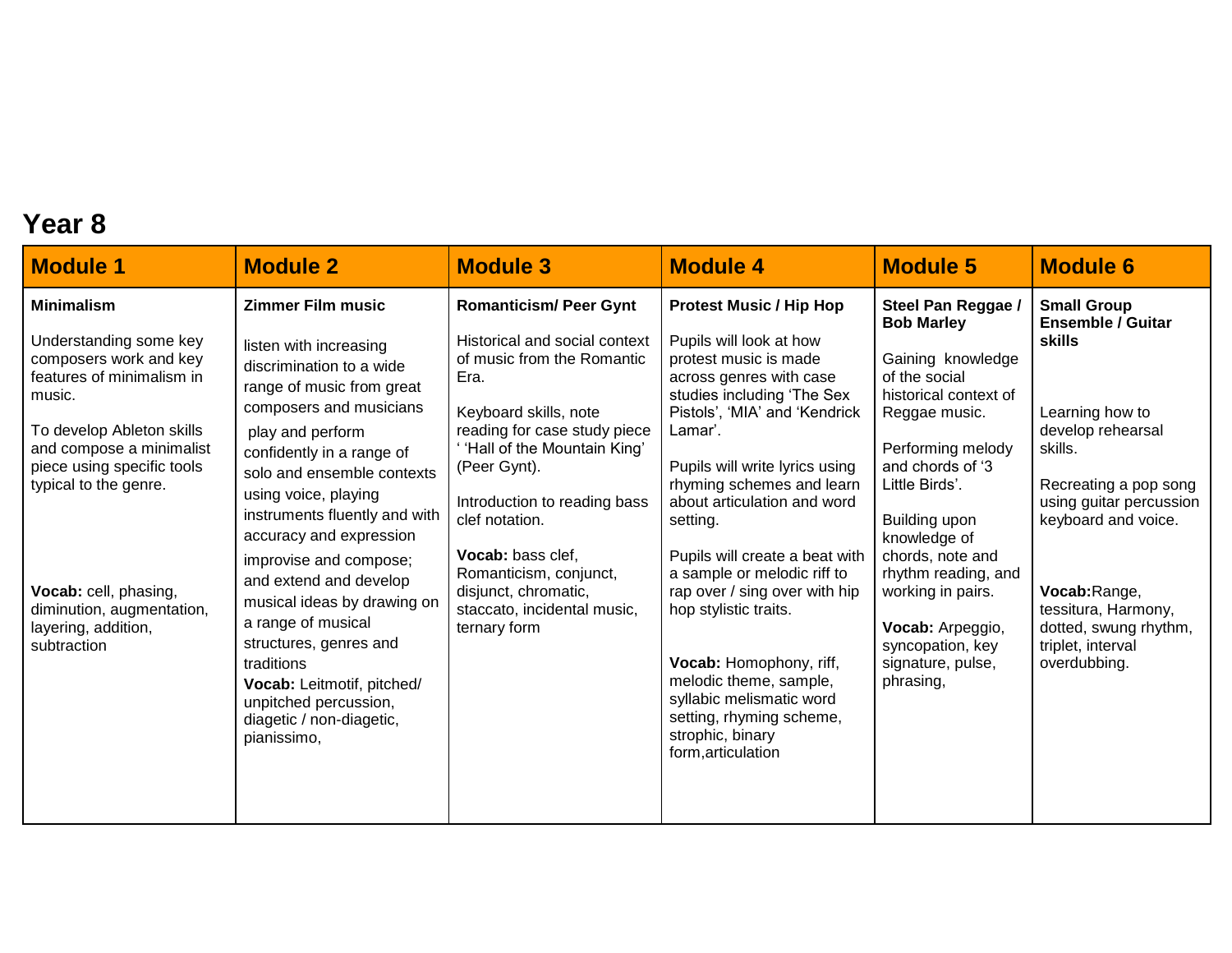# Year 8

| Module 1 | Module 2 | Module 3 | Module 4 | Module 5 | Module 6 |
|---|---|---|---|---|---|
| **Minimalism**<br><br>Understanding some key composers work and key features of minimalism in music.<br><br>To develop Ableton skills and compose a minimalist piece using specific tools typical to the genre.<br><br>**Vocab:** cell, phasing, diminution, augmentation, layering, addition, subtraction | **Zimmer Film music**<br><br>listen with increasing discrimination to a wide range of music from great composers and musicians<br><br>play and perform confidently in a range of solo and ensemble contexts using voice, playing instruments fluently and with accuracy and expression<br><br>improvise and compose; and extend and develop musical ideas by drawing on a range of musical structures, genres and traditions<br><br>**Vocab:** Leitmotif, pitched/ unpitched percussion, diagetic / non-diagetic, pianissimo, | **Romanticism/ Peer Gynt**<br><br>Historical and social context of music from the Romantic Era.<br><br>Keyboard skills, note reading for case study piece ' 'Hall of the Mountain King' (Peer Gynt).<br><br>Introduction to reading bass clef notation.<br><br>**Vocab:** bass clef, Romanticism, conjunct, disjunct, chromatic, staccato, incidental music, ternary form | **Protest Music / Hip Hop**<br><br>Pupils will look at how protest music is made across genres with case studies including 'The Sex Pistols', 'MIA' and 'Kendrick Lamar'.<br><br>Pupils will write lyrics using rhyming schemes and learn about articulation and word setting.<br><br>Pupils will create a beat with a sample or melodic riff to rap over / sing over with hip hop stylistic traits.<br><br>**Vocab:** Homophony, riff, melodic theme, sample, syllabic melismatic word setting, rhyming scheme, strophic, binary form,articulation | **Steel Pan Reggae / Bob Marley**<br><br>Gaining knowledge of the social historical context of Reggae music.<br><br>Performing melody and chords of '3 Little Birds'.<br><br>Building upon knowledge of chords, note and rhythm reading, and working in pairs.<br><br>**Vocab:** Arpeggio, syncopation, key signature, pulse, phrasing, | **Small Group Ensemble / Guitar skills**<br><br>Learning how to develop rehearsal skills.<br><br>Recreating a pop song using guitar percussion keyboard and voice.<br><br>**Vocab:**Range, tessitura, Harmony, dotted, swung rhythm, triplet, interval overdubbing. |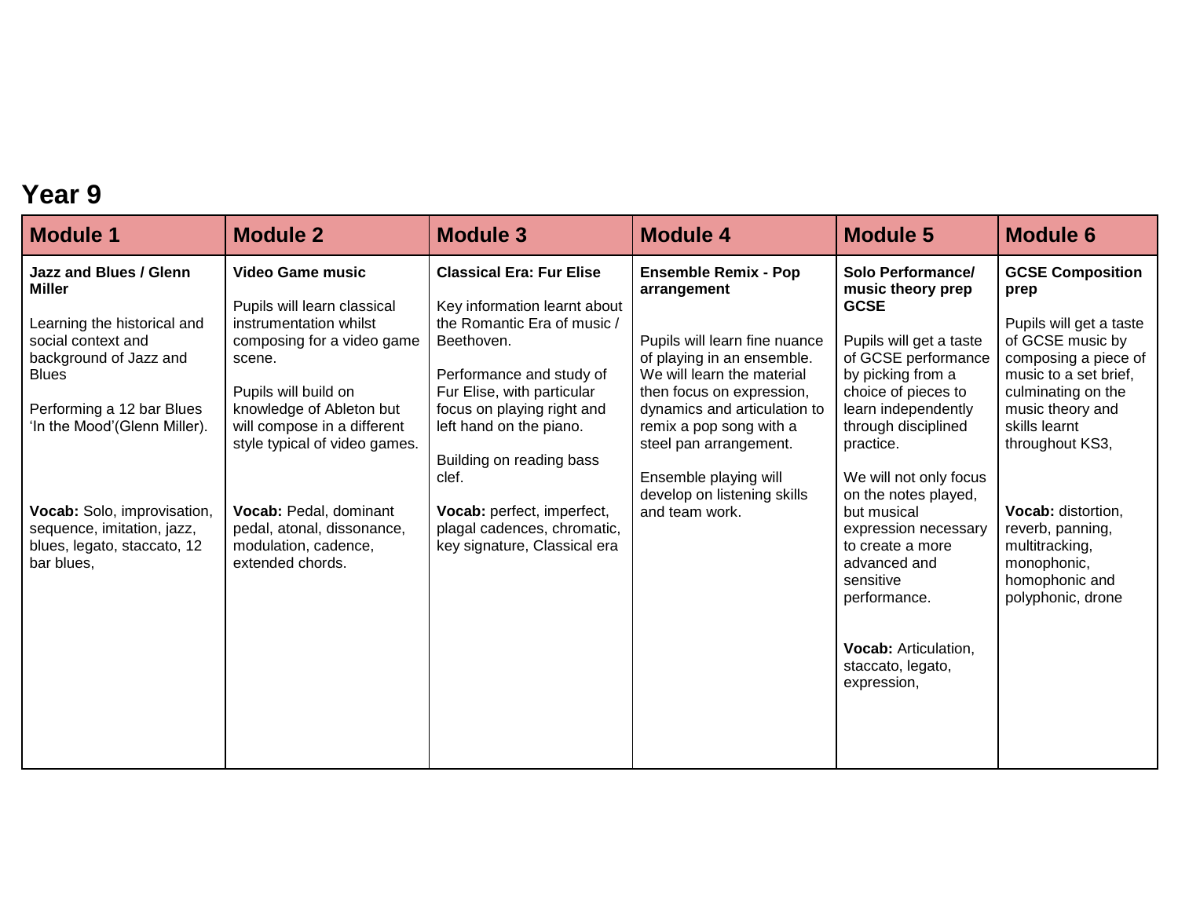## Year 9

| Module 1 | Module 2 | Module 3 | Module 4 | Module 5 | Module 6 |
|---|---|---|---|---|---|
| **Jazz and Blues / Glenn Miller**<br><br>Learning the historical and social context and background of Jazz and Blues<br><br>Performing a 12 bar Blues 'In the Mood'(Glenn Miller).<br><br>**Vocab:** Solo, improvisation, sequence, imitation, jazz, blues, legato, staccato, 12 bar blues, | **Video Game music**<br><br>Pupils will learn classical instrumentation whilst composing for a video game scene.<br><br>Pupils will build on knowledge of Ableton but will compose in a different style typical of video games.<br><br>**Vocab:** Pedal, dominant pedal, atonal, dissonance, modulation, cadence, extended chords. | **Classical Era: Fur Elise**<br><br>Key information learnt about the Romantic Era of music / Beethoven.<br><br>Performance and study of Fur Elise, with particular focus on playing right and left hand on the piano.<br><br>Building on reading bass clef.<br><br>**Vocab:** perfect, imperfect, plagal cadences, chromatic, key signature, Classical era | **Ensemble Remix - Pop arrangement**<br><br>Pupils will learn fine nuance of playing in an ensemble. We will learn the material then focus on expression, dynamics and articulation to remix a pop song with a steel pan arrangement.<br><br>Ensemble playing will develop on listening skills and team work. | **Solo Performance/ music theory prep GCSE**<br><br>Pupils will get a taste of GCSE performance by picking from a choice of pieces to learn independently through disciplined practice.<br><br>We will not only focus on the notes played, but musical expression necessary to create a more advanced and sensitive performance.<br><br>**Vocab:** Articulation, staccato, legato, expression, | **GCSE Composition prep**<br><br>Pupils will get a taste of GCSE music by composing a piece of music to a set brief, culminating on the music theory and skills learnt throughout KS3,<br><br>**Vocab:** distortion, reverb, panning, multitracking, monophonic, homophonic and polyphonic, drone |